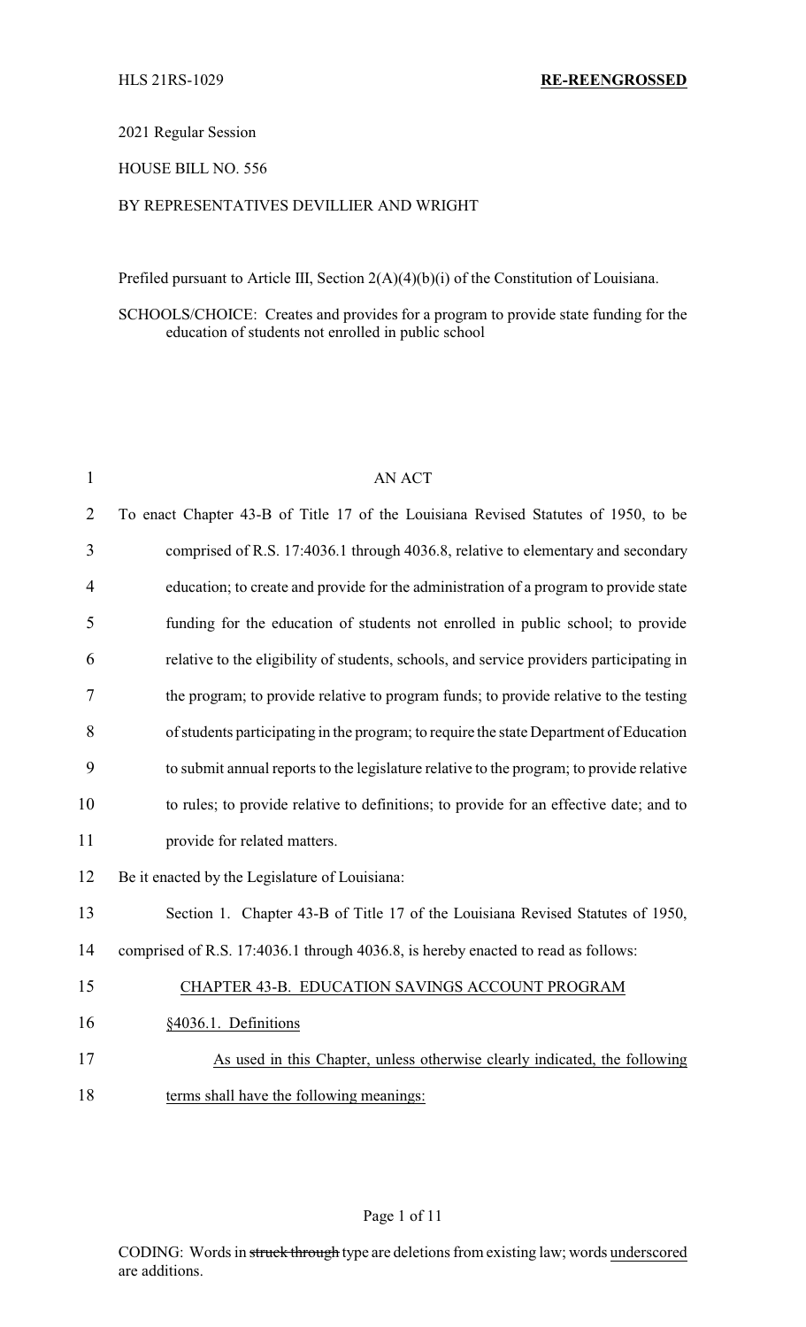HLS 21RS-1029 **RE-REENGROSSED**

2021 Regular Session

HOUSE BILL NO. 556

BY REPRESENTATIVES DEVILLIER AND WRIGHT

Prefiled pursuant to Article III, Section 2(A)(4)(b)(i) of the Constitution of Louisiana.

SCHOOLS/CHOICE: Creates and provides for a program to provide state funding for the education of students not enrolled in public school

AN ACT

To enact Chapter 43-B of Title 17 of the Louisiana Revised Statutes of 1950, to be comprised of R.S. 17:4036.1 through 4036.8, relative to elementary and secondary education; to create and provide for the administration of a program to provide state funding for the education of students not enrolled in public school; to provide relative to the eligibility of students, schools, and service providers participating in the program; to provide relative to program funds; to provide relative to the testing of students participating in the program; to require the state Department of Education to submit annual reports to the legislature relative to the program; to provide relative to rules; to provide relative to definitions; to provide for an effective date; and to provide for related matters.

Be it enacted by the Legislature of Louisiana:

Section 1. Chapter 43-B of Title 17 of the Louisiana Revised Statutes of 1950, comprised of R.S. 17:4036.1 through 4036.8, is hereby enacted to read as follows:

CHAPTER 43-B. EDUCATION SAVINGS ACCOUNT PROGRAM

§4036.1. Definitions

As used in this Chapter, unless otherwise clearly indicated, the following terms shall have the following meanings:

CODING: Words in ~~struck through~~ type are deletions from existing law; words underscored are additions.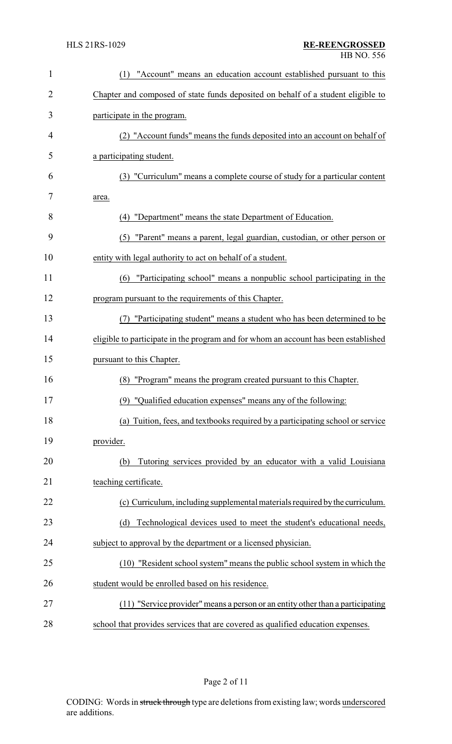(1) "Account" means an education account established pursuant to this Chapter and composed of state funds deposited on behalf of a student eligible to participate in the program.

(2) "Account funds" means the funds deposited into an account on behalf of a participating student.

(3) "Curriculum" means a complete course of study for a particular content area.

(4) "Department" means the state Department of Education.

(5) "Parent" means a parent, legal guardian, custodian, or other person or entity with legal authority to act on behalf of a student.

(6) "Participating school" means a nonpublic school participating in the program pursuant to the requirements of this Chapter.

(7) "Participating student" means a student who has been determined to be eligible to participate in the program and for whom an account has been established pursuant to this Chapter.

(8) "Program" means the program created pursuant to this Chapter.

(9) "Qualified education expenses" means any of the following:

(a) Tuition, fees, and textbooks required by a participating school or service provider.

(b) Tutoring services provided by an educator with a valid Louisiana teaching certificate.

(c) Curriculum, including supplemental materials required by the curriculum.

(d) Technological devices used to meet the student's educational needs, subject to approval by the department or a licensed physician.

(10) "Resident school system" means the public school system in which the student would be enrolled based on his residence.

(11) "Service provider" means a person or an entity other than a participating school that provides services that are covered as qualified education expenses.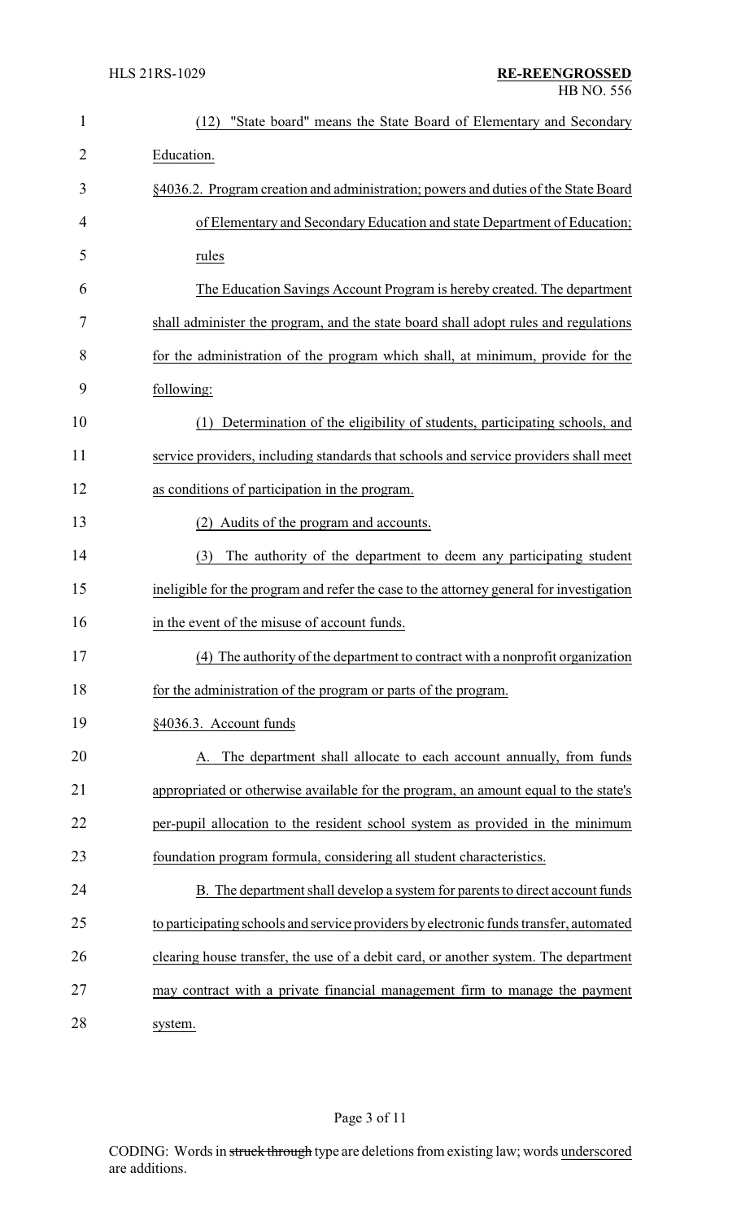(12) "State board" means the State Board of Elementary and Secondary Education.

§4036.2. Program creation and administration; powers and duties of the State Board of Elementary and Secondary Education and state Department of Education; rules

The Education Savings Account Program is hereby created. The department shall administer the program, and the state board shall adopt rules and regulations for the administration of the program which shall, at minimum, provide for the following:

(1) Determination of the eligibility of students, participating schools, and service providers, including standards that schools and service providers shall meet as conditions of participation in the program.

(2) Audits of the program and accounts.

(3) The authority of the department to deem any participating student ineligible for the program and refer the case to the attorney general for investigation in the event of the misuse of account funds.

(4) The authority of the department to contract with a nonprofit organization for the administration of the program or parts of the program.

§4036.3. Account funds

A. The department shall allocate to each account annually, from funds appropriated or otherwise available for the program, an amount equal to the state's per-pupil allocation to the resident school system as provided in the minimum foundation program formula, considering all student characteristics.

B. The department shall develop a system for parents to direct account funds to participating schools and service providers by electronic funds transfer, automated clearing house transfer, the use of a debit card, or another system. The department may contract with a private financial management firm to manage the payment system.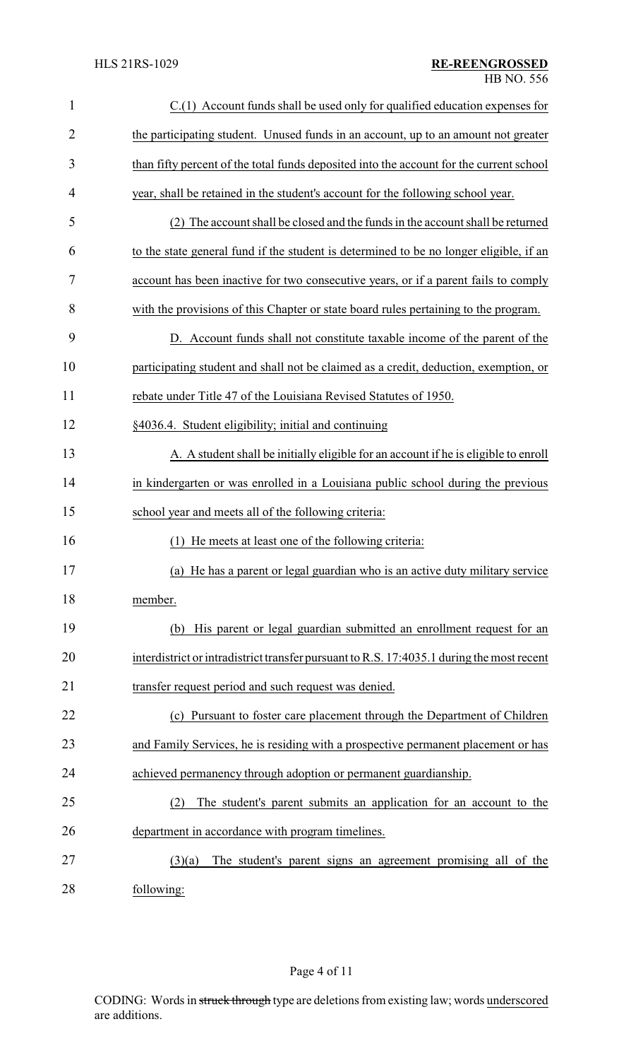C.(1) Account funds shall be used only for qualified education expenses for the participating student. Unused funds in an account, up to an amount not greater than fifty percent of the total funds deposited into the account for the current school year, shall be retained in the student's account for the following school year.

(2) The account shall be closed and the funds in the account shall be returned to the state general fund if the student is determined to be no longer eligible, if an account has been inactive for two consecutive years, or if a parent fails to comply with the provisions of this Chapter or state board rules pertaining to the program.

D. Account funds shall not constitute taxable income of the parent of the participating student and shall not be claimed as a credit, deduction, exemption, or rebate under Title 47 of the Louisiana Revised Statutes of 1950.

§4036.4. Student eligibility; initial and continuing

A. A student shall be initially eligible for an account if he is eligible to enroll in kindergarten or was enrolled in a Louisiana public school during the previous school year and meets all of the following criteria:

(1) He meets at least one of the following criteria:

(a) He has a parent or legal guardian who is an active duty military service member.

(b) His parent or legal guardian submitted an enrollment request for an interdistrict or intradistrict transfer pursuant to R.S. 17:4035.1 during the most recent transfer request period and such request was denied.

(c) Pursuant to foster care placement through the Department of Children and Family Services, he is residing with a prospective permanent placement or has achieved permanency through adoption or permanent guardianship.

(2) The student's parent submits an application for an account to the department in accordance with program timelines.

(3)(a) The student's parent signs an agreement promising all of the following: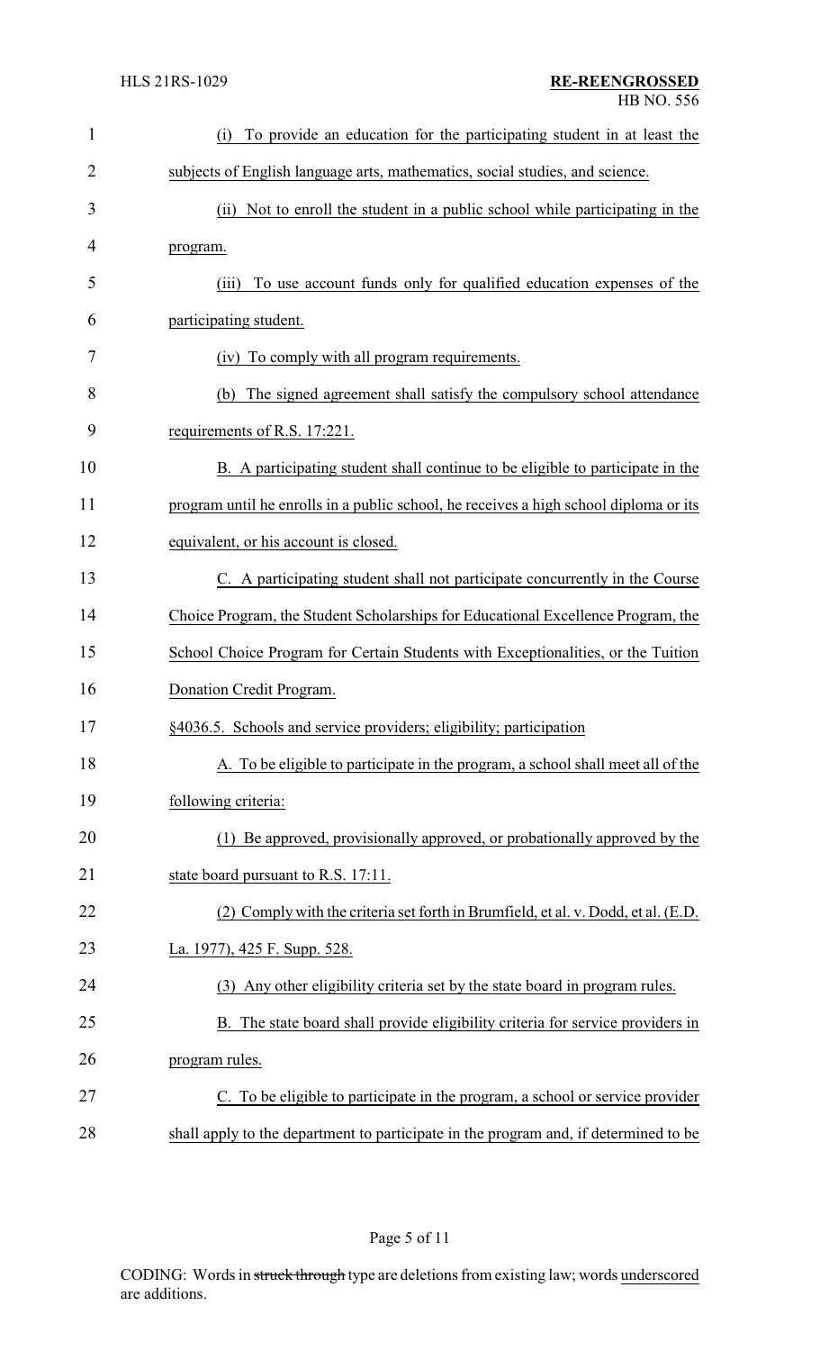(i) To provide an education for the participating student in at least the subjects of English language arts, mathematics, social studies, and science.

(ii) Not to enroll the student in a public school while participating in the program.

(iii) To use account funds only for qualified education expenses of the participating student.

(iv) To comply with all program requirements.

(b) The signed agreement shall satisfy the compulsory school attendance requirements of R.S. 17:221.

B. A participating student shall continue to be eligible to participate in the program until he enrolls in a public school, he receives a high school diploma or its equivalent, or his account is closed.

C. A participating student shall not participate concurrently in the Course Choice Program, the Student Scholarships for Educational Excellence Program, the School Choice Program for Certain Students with Exceptionalities, or the Tuition Donation Credit Program.

§4036.5. Schools and service providers; eligibility; participation

A. To be eligible to participate in the program, a school shall meet all of the following criteria:

(1) Be approved, provisionally approved, or probationally approved by the state board pursuant to R.S. 17:11.

(2) Comply with the criteria set forth in Brumfield, et al. v. Dodd, et al. (E.D. La. 1977), 425 F. Supp. 528.

(3) Any other eligibility criteria set by the state board in program rules.

B. The state board shall provide eligibility criteria for service providers in program rules.

C. To be eligible to participate in the program, a school or service provider shall apply to the department to participate in the program and, if determined to be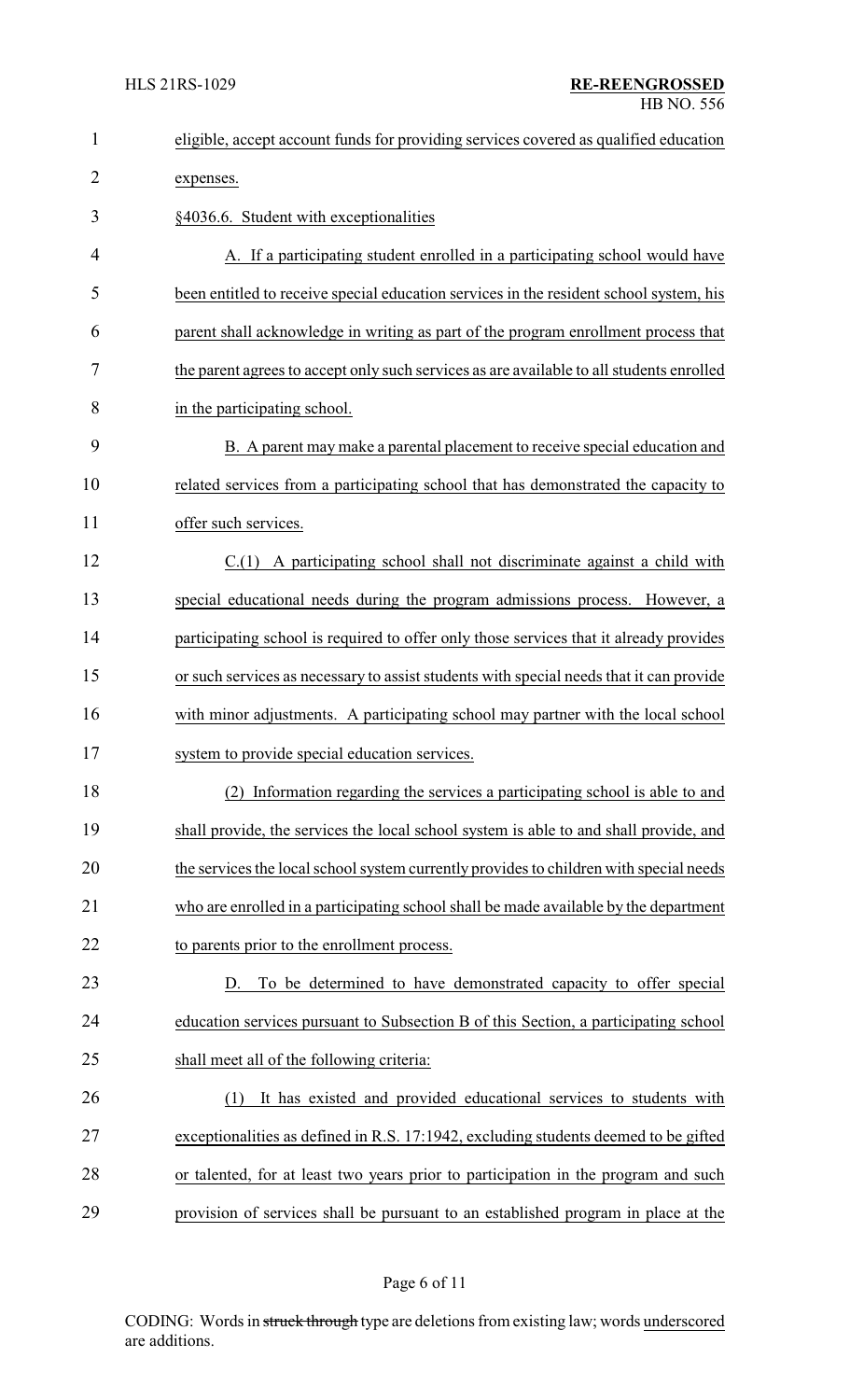eligible, accept account funds for providing services covered as qualified education expenses.

§4036.6. Student with exceptionalities

A. If a participating student enrolled in a participating school would have been entitled to receive special education services in the resident school system, his parent shall acknowledge in writing as part of the program enrollment process that the parent agrees to accept only such services as are available to all students enrolled in the participating school.

B. A parent may make a parental placement to receive special education and related services from a participating school that has demonstrated the capacity to offer such services.

C.(1) A participating school shall not discriminate against a child with special educational needs during the program admissions process. However, a participating school is required to offer only those services that it already provides or such services as necessary to assist students with special needs that it can provide with minor adjustments. A participating school may partner with the local school system to provide special education services.

(2) Information regarding the services a participating school is able to and shall provide, the services the local school system is able to and shall provide, and the services the local school system currently provides to children with special needs who are enrolled in a participating school shall be made available by the department to parents prior to the enrollment process.

D. To be determined to have demonstrated capacity to offer special education services pursuant to Subsection B of this Section, a participating school shall meet all of the following criteria:

(1) It has existed and provided educational services to students with exceptionalities as defined in R.S. 17:1942, excluding students deemed to be gifted or talented, for at least two years prior to participation in the program and such provision of services shall be pursuant to an established program in place at the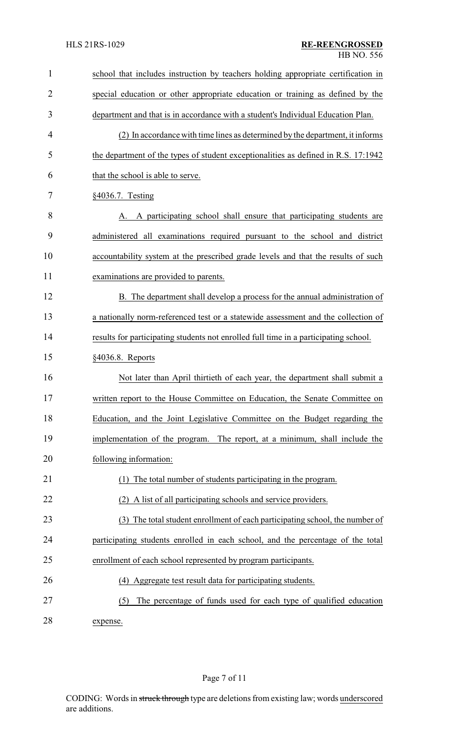school that includes instruction by teachers holding appropriate certification in special education or other appropriate education or training as defined by the department and that is in accordance with a student's Individual Education Plan.

(2) In accordance with time lines as determined by the department, it informs the department of the types of student exceptionalities as defined in R.S. 17:1942 that the school is able to serve.

§4036.7. Testing

A. A participating school shall ensure that participating students are administered all examinations required pursuant to the school and district accountability system at the prescribed grade levels and that the results of such examinations are provided to parents.

B. The department shall develop a process for the annual administration of a nationally norm-referenced test or a statewide assessment and the collection of results for participating students not enrolled full time in a participating school.

§4036.8. Reports

Not later than April thirtieth of each year, the department shall submit a written report to the House Committee on Education, the Senate Committee on Education, and the Joint Legislative Committee on the Budget regarding the implementation of the program. The report, at a minimum, shall include the following information:

(1) The total number of students participating in the program.

(2) A list of all participating schools and service providers.

(3) The total student enrollment of each participating school, the number of participating students enrolled in each school, and the percentage of the total enrollment of each school represented by program participants.

(4) Aggregate test result data for participating students.

(5) The percentage of funds used for each type of qualified education expense.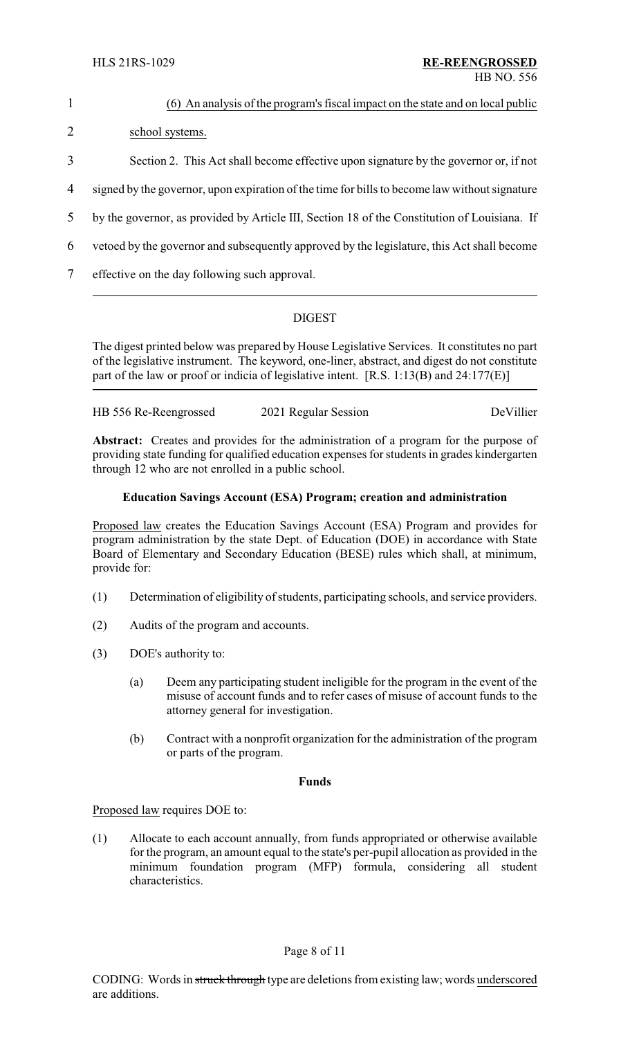(6) An analysis of the program's fiscal impact on the state and on local public school systems.

Section 2. This Act shall become effective upon signature by the governor or, if not signed by the governor, upon expiration of the time for bills to become law without signature by the governor, as provided by Article III, Section 18 of the Constitution of Louisiana. If vetoed by the governor and subsequently approved by the legislature, this Act shall become effective on the day following such approval.

---

## DIGEST

The digest printed below was prepared by House Legislative Services. It constitutes no part of the legislative instrument. The keyword, one-liner, abstract, and digest do not constitute part of the law or proof or indicia of legislative intent. [R.S. 1:13(B) and 24:177(E)]

HB 556 Re-Reengrossed — 2021 Regular Session — DeVillier

**Abstract:** Creates and provides for the administration of a program for the purpose of providing state funding for qualified education expenses for students in grades kindergarten through 12 who are not enrolled in a public school.

### Education Savings Account (ESA) Program; creation and administration

Proposed law creates the Education Savings Account (ESA) Program and provides for program administration by the state Dept. of Education (DOE) in accordance with State Board of Elementary and Secondary Education (BESE) rules which shall, at minimum, provide for:

(1) Determination of eligibility of students, participating schools, and service providers.

(2) Audits of the program and accounts.

(3) DOE's authority to:

(a) Deem any participating student ineligible for the program in the event of the misuse of account funds and to refer cases of misuse of account funds to the attorney general for investigation.

(b) Contract with a nonprofit organization for the administration of the program or parts of the program.

### Funds

Proposed law requires DOE to:

(1) Allocate to each account annually, from funds appropriated or otherwise available for the program, an amount equal to the state's per-pupil allocation as provided in the minimum foundation program (MFP) formula, considering all student characteristics.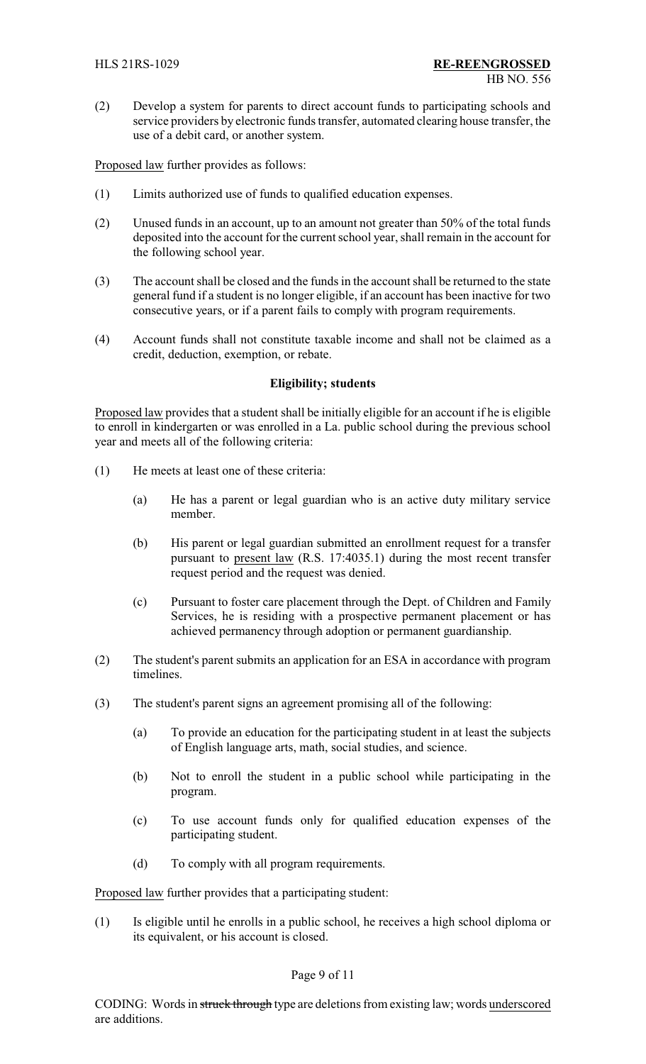(2) Develop a system for parents to direct account funds to participating schools and service providers by electronic funds transfer, automated clearing house transfer, the use of a debit card, or another system.

Proposed law further provides as follows:

(1) Limits authorized use of funds to qualified education expenses.

(2) Unused funds in an account, up to an amount not greater than 50% of the total funds deposited into the account for the current school year, shall remain in the account for the following school year.

(3) The account shall be closed and the funds in the account shall be returned to the state general fund if a student is no longer eligible, if an account has been inactive for two consecutive years, or if a parent fails to comply with program requirements.

(4) Account funds shall not constitute taxable income and shall not be claimed as a credit, deduction, exemption, or rebate.

**Eligibility; students**

Proposed law provides that a student shall be initially eligible for an account if he is eligible to enroll in kindergarten or was enrolled in a La. public school during the previous school year and meets all of the following criteria:

(1) He meets at least one of these criteria:

(a) He has a parent or legal guardian who is an active duty military service member.

(b) His parent or legal guardian submitted an enrollment request for a transfer pursuant to present law (R.S. 17:4035.1) during the most recent transfer request period and the request was denied.

(c) Pursuant to foster care placement through the Dept. of Children and Family Services, he is residing with a prospective permanent placement or has achieved permanency through adoption or permanent guardianship.

(2) The student's parent submits an application for an ESA in accordance with program timelines.

(3) The student's parent signs an agreement promising all of the following:

(a) To provide an education for the participating student in at least the subjects of English language arts, math, social studies, and science.

(b) Not to enroll the student in a public school while participating in the program.

(c) To use account funds only for qualified education expenses of the participating student.

(d) To comply with all program requirements.

Proposed law further provides that a participating student:

(1) Is eligible until he enrolls in a public school, he receives a high school diploma or its equivalent, or his account is closed.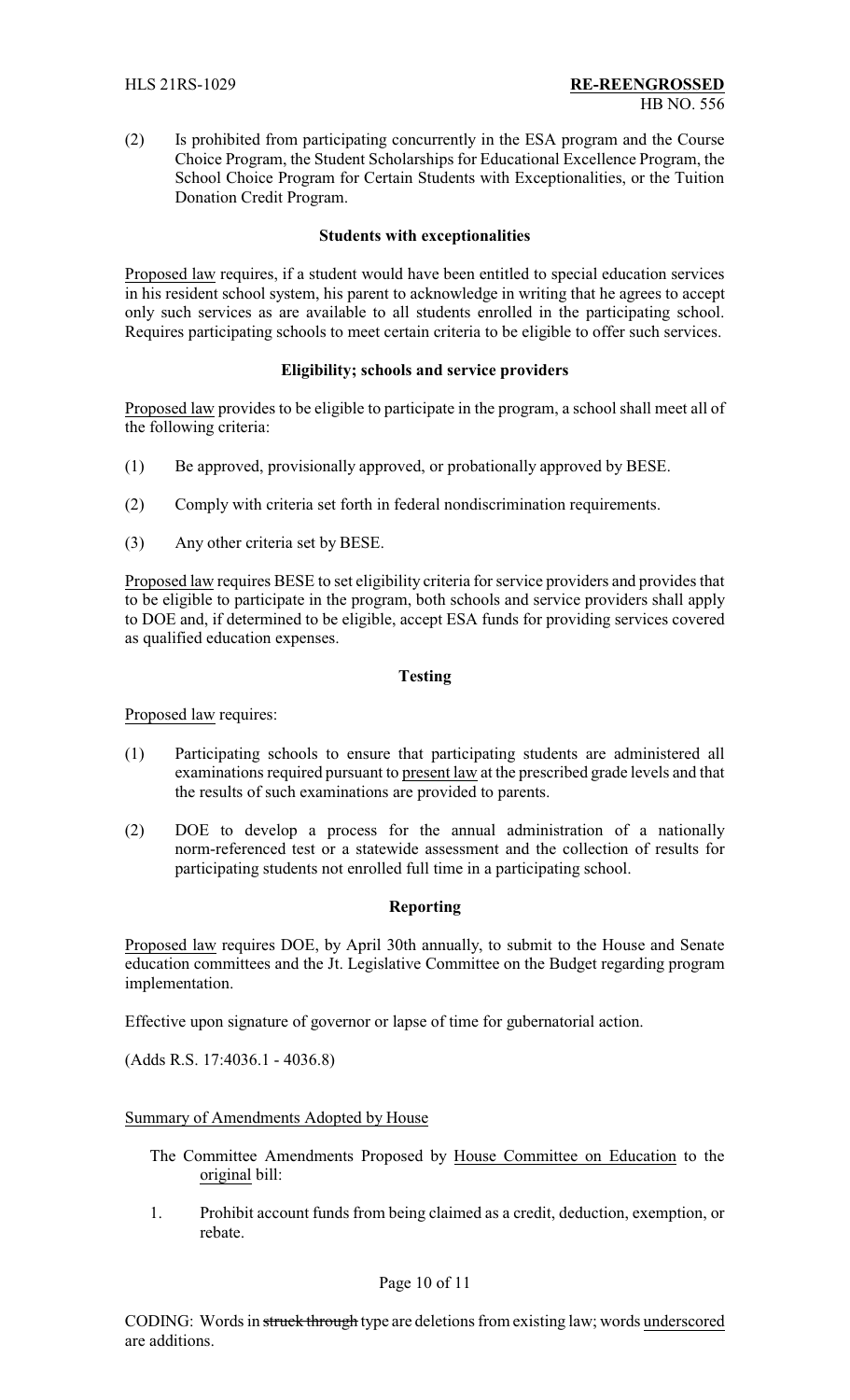(2) Is prohibited from participating concurrently in the ESA program and the Course Choice Program, the Student Scholarships for Educational Excellence Program, the School Choice Program for Certain Students with Exceptionalities, or the Tuition Donation Credit Program.

### Students with exceptionalities

Proposed law requires, if a student would have been entitled to special education services in his resident school system, his parent to acknowledge in writing that he agrees to accept only such services as are available to all students enrolled in the participating school. Requires participating schools to meet certain criteria to be eligible to offer such services.

### Eligibility; schools and service providers

Proposed law provides to be eligible to participate in the program, a school shall meet all of the following criteria:

(1) Be approved, provisionally approved, or probationally approved by BESE.

(2) Comply with criteria set forth in federal nondiscrimination requirements.

(3) Any other criteria set by BESE.

Proposed law requires BESE to set eligibility criteria for service providers and provides that to be eligible to participate in the program, both schools and service providers shall apply to DOE and, if determined to be eligible, accept ESA funds for providing services covered as qualified education expenses.

### Testing

Proposed law requires:

(1) Participating schools to ensure that participating students are administered all examinations required pursuant to present law at the prescribed grade levels and that the results of such examinations are provided to parents.

(2) DOE to develop a process for the annual administration of a nationally norm-referenced test or a statewide assessment and the collection of results for participating students not enrolled full time in a participating school.

### Reporting

Proposed law requires DOE, by April 30th annually, to submit to the House and Senate education committees and the Jt. Legislative Committee on the Budget regarding program implementation.

Effective upon signature of governor or lapse of time for gubernatorial action.

(Adds R.S. 17:4036.1 - 4036.8)

Summary of Amendments Adopted by House

The Committee Amendments Proposed by House Committee on Education to the original bill:

1. Prohibit account funds from being claimed as a credit, deduction, exemption, or rebate.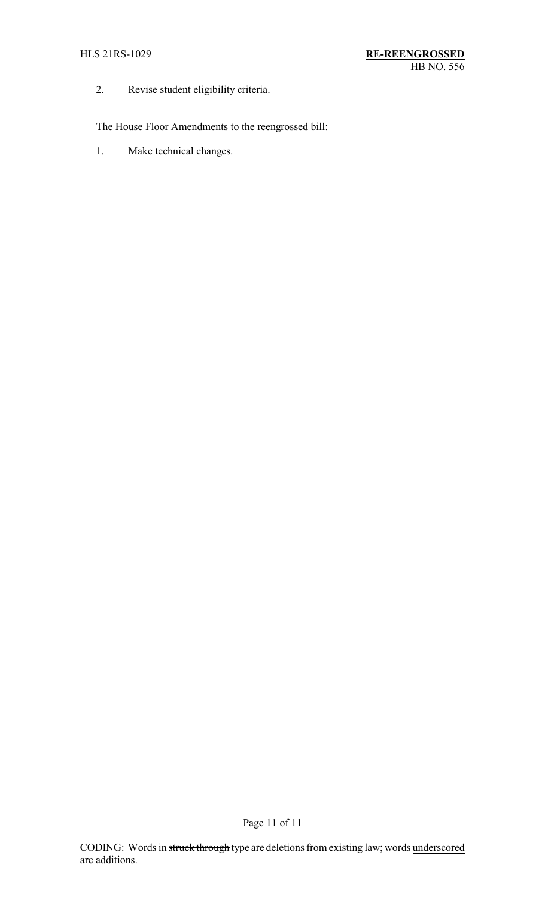2. Revise student eligibility criteria.

The House Floor Amendments to the reengrossed bill:

1. Make technical changes.

CODING: Words in ~~struck through~~ type are deletions from existing law; words <u>underscored</u> are additions.